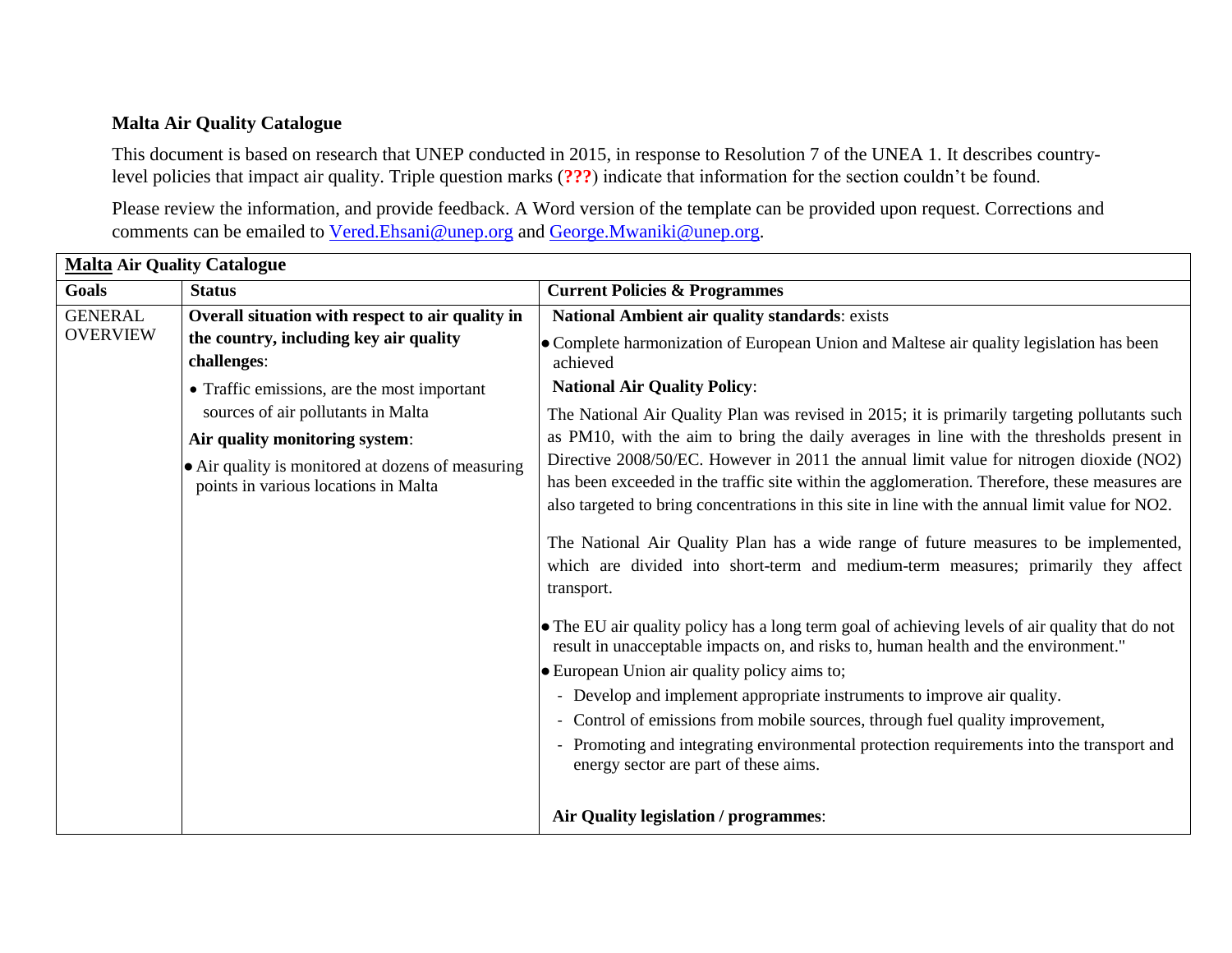**Malta Air Quality Catalogue**

This document is based on research that UNEP conducted in 2015, in response to Resolution 7 of the UNEA 1. It describes country-level policies that impact air quality. Triple question marks (**???**) indicate that information for the section couldn't be found.

Please review the information, and provide feedback. A Word version of the template can be provided upon request. Corrections and comments can be emailed to Vered.Ehsani@unep.org and George.Mwaniki@unep.org.

| **Malta Air Quality Catalogue** | | |
|---|---|---|
| **Goals** | **Status** | **Current Policies & Programmes** |
| GENERAL OVERVIEW | **Overall situation with respect to air quality in the country, including key air quality challenges**:<br>• Traffic emissions, are the most important sources of air pollutants in Malta<br>**Air quality monitoring system**:<br>• Air quality is monitored at dozens of measuring points in various locations in Malta | **National Ambient air quality standards**: exists<br>• Complete harmonization of European Union and Maltese air quality legislation has been achieved<br>**National Air Quality Policy**:<br>The National Air Quality Plan was revised in 2015; it is primarily targeting pollutants such as PM10, with the aim to bring the daily averages in line with the thresholds present in Directive 2008/50/EC. However in 2011 the annual limit value for nitrogen dioxide ($NO_2$) has been exceeded in the traffic site within the agglomeration. Therefore, these measures are also targeted to bring concentrations in this site in line with the annual limit value for $NO_2$.<br><br>The National Air Quality Plan has a wide range of future measures to be implemented, which are divided into short-term and medium-term measures; primarily they affect transport.<br><br>• The EU air quality policy has a long term goal of achieving levels of air quality that do not result in unacceptable impacts on, and risks to, human health and the environment."<br>• European Union air quality policy aims to;<br>- Develop and implement appropriate instruments to improve air quality.<br>- Control of emissions from mobile sources, through fuel quality improvement,<br>- Promoting and integrating environmental protection requirements into the transport and energy sector are part of these aims.<br><br>**Air Quality legislation / programmes**: |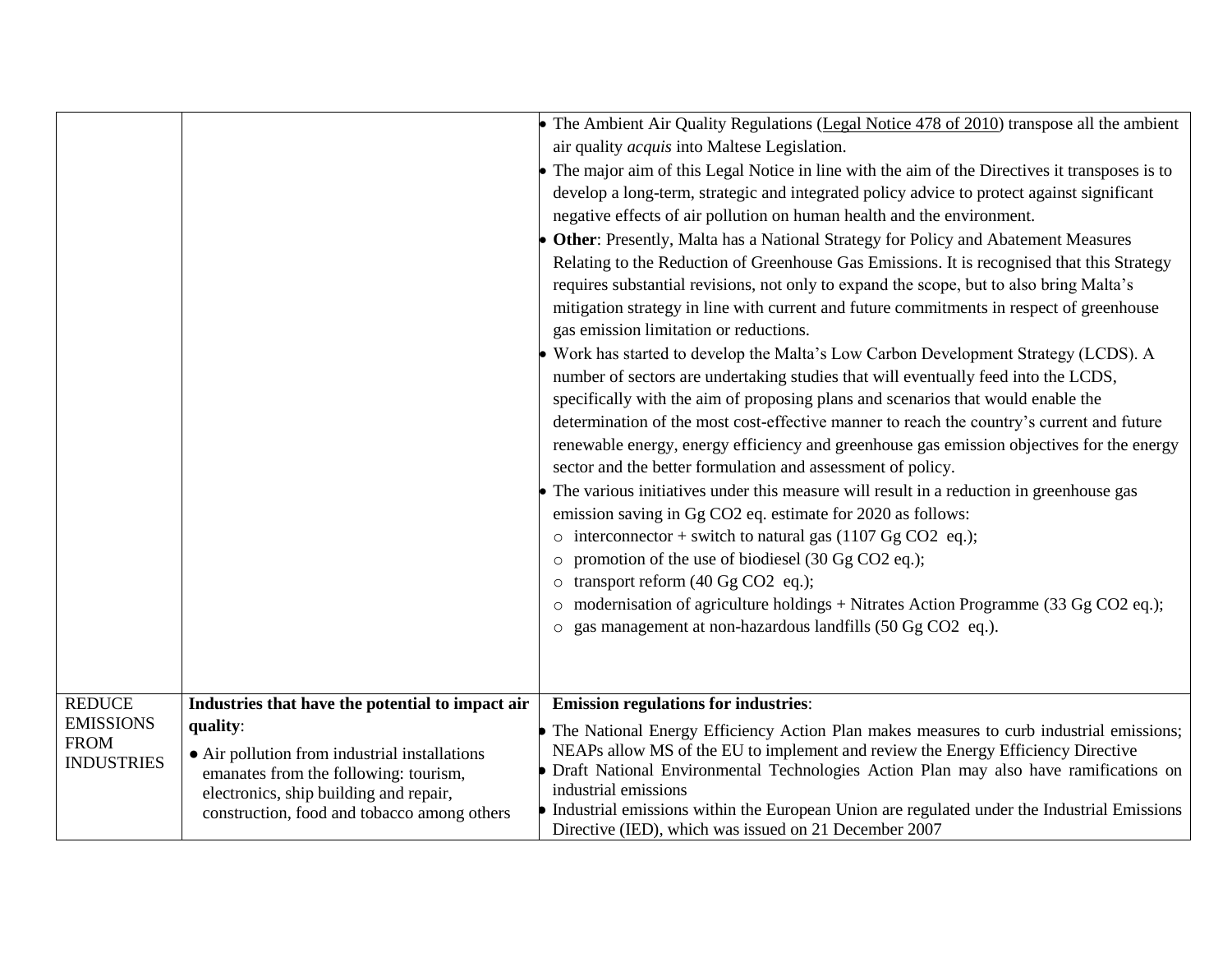| | | |
|---|---|---|
| | | • The Ambient Air Quality Regulations (Legal Notice 478 of 2010) transpose all the ambient air quality *acquis* into Maltese Legislation.<br>• The major aim of this Legal Notice in line with the aim of the Directives it transposes is to develop a long-term, strategic and integrated policy advice to protect against significant negative effects of air pollution on human health and the environment.<br>• **Other**: Presently, Malta has a National Strategy for Policy and Abatement Measures Relating to the Reduction of Greenhouse Gas Emissions. It is recognised that this Strategy requires substantial revisions, not only to expand the scope, but to also bring Malta's mitigation strategy in line with current and future commitments in respect of greenhouse gas emission limitation or reductions.<br>• Work has started to develop the Malta's Low Carbon Development Strategy (LCDS). A number of sectors are undertaking studies that will eventually feed into the LCDS, specifically with the aim of proposing plans and scenarios that would enable the determination of the most cost-effective manner to reach the country's current and future renewable energy, energy efficiency and greenhouse gas emission objectives for the energy sector and the better formulation and assessment of policy.<br>• The various initiatives under this measure will result in a reduction in greenhouse gas emission saving in Gg $CO_2$ eq. estimate for 2020 as follows:<br>○ interconnector + switch to natural gas (1107 Gg $CO_2$ eq.);<br>○ promotion of the use of biodiesel (30 Gg $CO_2$ eq.);<br>○ transport reform (40 Gg $CO_2$ eq.);<br>○ modernisation of agriculture holdings + Nitrates Action Programme (33 Gg $CO_2$ eq.);<br>○ gas management at non-hazardous landfills (50 Gg $CO_2$ eq.). |
| REDUCE EMISSIONS FROM INDUSTRIES | **Industries that have the potential to impact air quality**:<br>• Air pollution from industrial installations emanates from the following: tourism, electronics, ship building and repair, construction, food and tobacco among others | **Emission regulations for industries**:<br>• The National Energy Efficiency Action Plan makes measures to curb industrial emissions; NEAPs allow MS of the EU to implement and review the Energy Efficiency Directive<br>• Draft National Environmental Technologies Action Plan may also have ramifications on industrial emissions<br>• Industrial emissions within the European Union are regulated under the Industrial Emissions Directive (IED), which was issued on 21 December 2007 |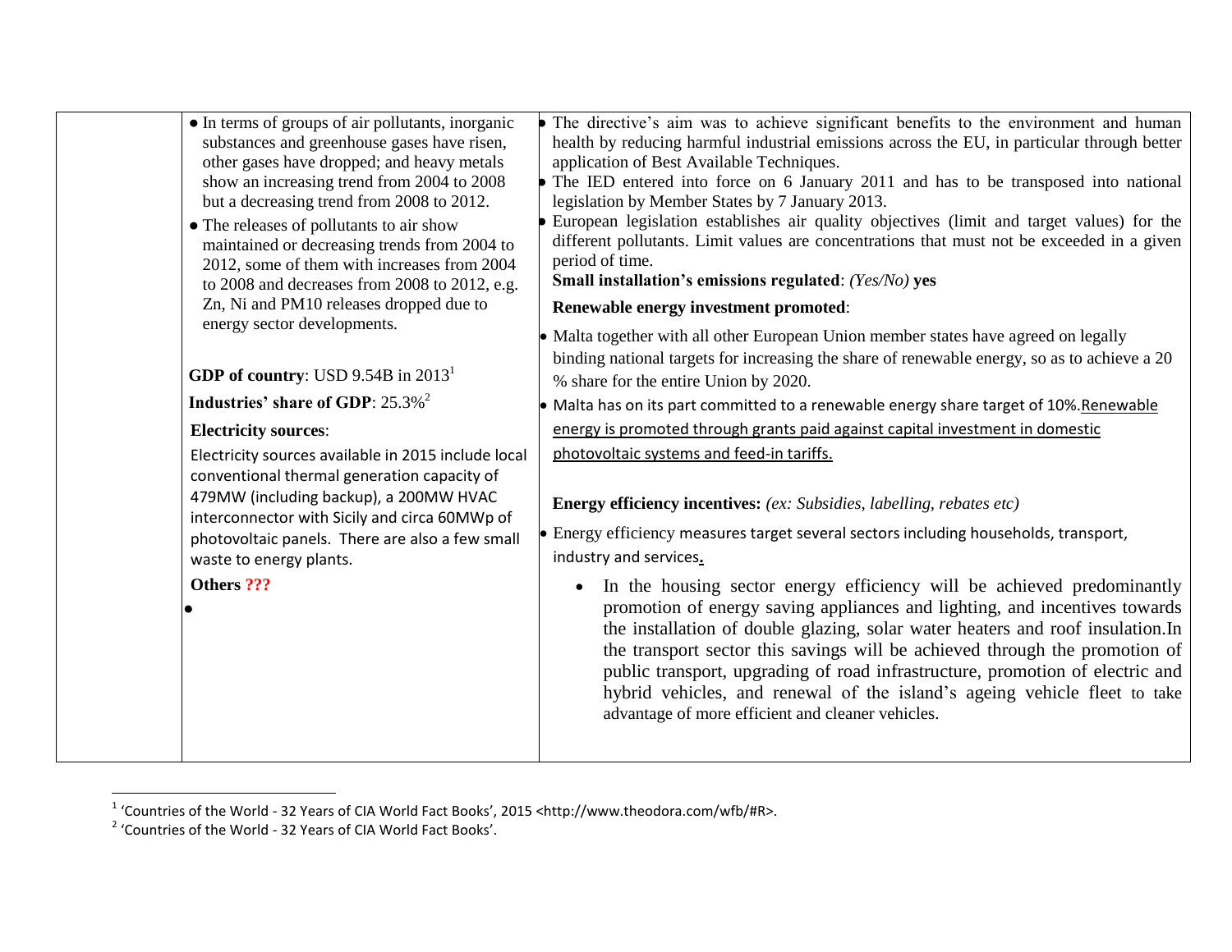| | | |
|---|---|---|
| | • In terms of groups of air pollutants, inorganic substances and greenhouse gases have risen, other gases have dropped; and heavy metals show an increasing trend from 2004 to 2008 but a decreasing trend from 2008 to 2012.<br>• The releases of pollutants to air show maintained or decreasing trends from 2004 to 2012, some of them with increases from 2004 to 2008 and decreases from 2008 to 2012, e.g. Zn, Ni and PM10 releases dropped due to energy sector developments.<br><br>**GDP of country**: USD 9.54B in 2013[1]<br>**Industries' share of GDP**: 25.3%[2]<br>**Electricity sources**:<br>Electricity sources available in 2015 include local conventional thermal generation capacity of 479MW (including backup), a 200MW HVAC interconnector with Sicily and circa 60MWp of photovoltaic panels. There are also a few small waste to energy plants.<br>**Others ???**<br>• | • The directive's aim was to achieve significant benefits to the environment and human health by reducing harmful industrial emissions across the EU, in particular through better application of Best Available Techniques.<br>• The IED entered into force on 6 January 2011 and has to be transposed into national legislation by Member States by 7 January 2013.<br>• European legislation establishes air quality objectives (limit and target values) for the different pollutants. Limit values are concentrations that must not be exceeded in a given period of time.<br>**Small installation's emissions regulated**: *(Yes/No)* **yes**<br>**Renewable energy investment promoted**:<br>• Malta together with all other European Union member states have agreed on legally binding national targets for increasing the share of renewable energy, so as to achieve a 20 % share for the entire Union by 2020.<br>• Malta has on its part committed to a renewable energy share target of 10%.Renewable energy is promoted through grants paid against capital investment in domestic photovoltaic systems and feed-in tariffs.<br><br>**Energy efficiency incentives:** *(ex: Subsidies, labelling, rebates etc)*<br>• Energy efficiency measures target several sectors including households, transport, industry and services.<br>• In the housing sector energy efficiency will be achieved predominantly promotion of energy saving appliances and lighting, and incentives towards the installation of double glazing, solar water heaters and roof insulation.In the transport sector this savings will be achieved through the promotion of public transport, upgrading of road infrastructure, promotion of electric and hybrid vehicles, and renewal of the island's ageing vehicle fleet to take advantage of more efficient and cleaner vehicles. |

[1] 'Countries of the World - 32 Years of CIA World Fact Books', 2015 <http://www.theodora.com/wfb/#R>.

[2] 'Countries of the World - 32 Years of CIA World Fact Books'.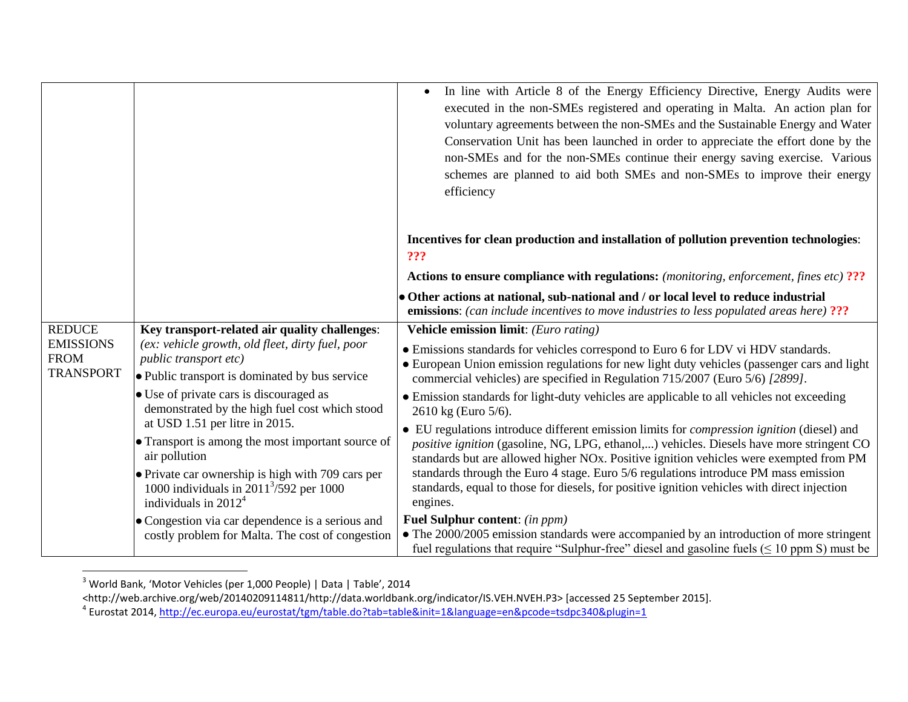| | | |
|---|---|---|
| | | • In line with Article 8 of the Energy Efficiency Directive, Energy Audits were executed in the non-SMEs registered and operating in Malta. An action plan for voluntary agreements between the non-SMEs and the Sustainable Energy and Water Conservation Unit has been launched in order to appreciate the effort done by the non-SMEs and for the non-SMEs continue their energy saving exercise. Various schemes are planned to aid both SMEs and non-SMEs to improve their energy efficiency<br><br>**Incentives for clean production and installation of pollution prevention technologies**: **???**<br><br>**Actions to ensure compliance with regulations:** *(monitoring, enforcement, fines etc)* **???**<br><br>• **Other actions at national, sub-national and / or local level to reduce industrial emissions**: *(can include incentives to move industries to less populated areas here)* **???** |
| REDUCE EMISSIONS FROM TRANSPORT | **Key transport-related air quality challenges**: *(ex: vehicle growth, old fleet, dirty fuel, poor public transport etc)*<br>• Public transport is dominated by bus service<br>• Use of private cars is discouraged as demonstrated by the high fuel cost which stood at USD 1.51 per litre in 2015.<br>• Transport is among the most important source of air pollution<br>• Private car ownership is high with 709 cars per 1000 individuals in 2011[3]/592 per 1000 individuals in 2012[4]<br>• Congestion via car dependence is a serious and costly problem for Malta. The cost of congestion | **Vehicle emission limit**: *(Euro rating)*<br>• Emissions standards for vehicles correspond to Euro 6 for LDV vi HDV standards.<br>• European Union emission regulations for new light duty vehicles (passenger cars and light commercial vehicles) are specified in Regulation 715/2007 (Euro 5/6) *[2899]*.<br>• Emission standards for light-duty vehicles are applicable to all vehicles not exceeding 2610 kg (Euro 5/6).<br>• EU regulations introduce different emission limits for *compression ignition* (diesel) and *positive ignition* (gasoline, NG, LPG, ethanol,...) vehicles. Diesels have more stringent CO standards but are allowed higher NOx. Positive ignition vehicles were exempted from PM standards through the Euro 4 stage. Euro 5/6 regulations introduce PM mass emission standards, equal to those for diesels, for positive ignition vehicles with direct injection engines.<br>**Fuel Sulphur content**: *(in ppm)*<br>• The 2000/2005 emission standards were accompanied by an introduction of more stringent fuel regulations that require "Sulphur-free" diesel and gasoline fuels (≤ 10 ppm S) must be |

[3] World Bank, 'Motor Vehicles (per 1,000 People) | Data | Table', 2014 <http://web.archive.org/web/20140209114811/http://data.worldbank.org/indicator/IS.VEH.NVEH.P3> [accessed 25 September 2015].

[4] Eurostat 2014, http://ec.europa.eu/eurostat/tgm/table.do?tab=table&init=1&language=en&pcode=tsdpc340&plugin=1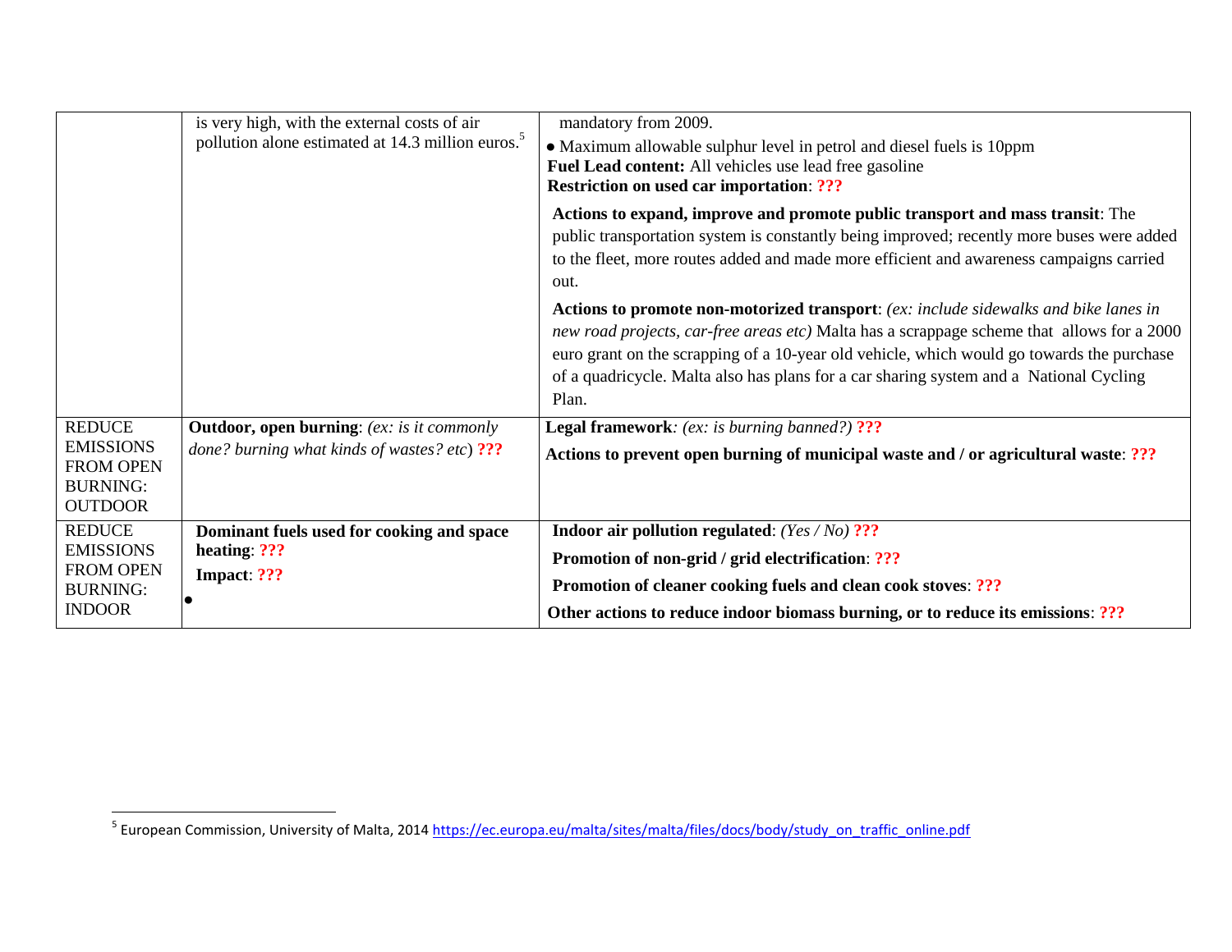| | | |
|---|---|---|
| | is very high, with the external costs of air pollution alone estimated at 14.3 million euros.[5] | mandatory from 2009.<br>• Maximum allowable sulphur level in petrol and diesel fuels is 10ppm<br>**Fuel Lead content:** All vehicles use lead free gasoline<br>**Restriction on used car importation**: ???<br>**Actions to expand, improve and promote public transport and mass transit**: The public transportation system is constantly being improved; recently more buses were added to the fleet, more routes added and made more efficient and awareness campaigns carried out.<br>**Actions to promote non-motorized transport**: *(ex: include sidewalks and bike lanes in new road projects, car-free areas etc)* Malta has a scrappage scheme that allows for a 2000 euro grant on the scrapping of a 10-year old vehicle, which would go towards the purchase of a quadricycle. Malta also has plans for a car sharing system and a National Cycling Plan. |
| REDUCE EMISSIONS FROM OPEN BURNING: OUTDOOR | **Outdoor, open burning**: *(ex: is it commonly done? burning what kinds of wastes? etc)* ??? | **Legal framework**: *(ex: is burning banned?)* ???<br>**Actions to prevent open burning of municipal waste and / or agricultural waste**: ??? |
| REDUCE EMISSIONS FROM OPEN BURNING: INDOOR | **Dominant fuels used for cooking and space heating**: ???<br>**Impact**: ???<br>• | **Indoor air pollution regulated**: *(Yes / No)* ???<br>**Promotion of non-grid / grid electrification**: ???<br>**Promotion of cleaner cooking fuels and clean cook stoves**: ???<br>**Other actions to reduce indoor biomass burning, or to reduce its emissions**: ??? |

[5] European Commission, University of Malta, 2014 https://ec.europa.eu/malta/sites/malta/files/docs/body/study_on_traffic_online.pdf